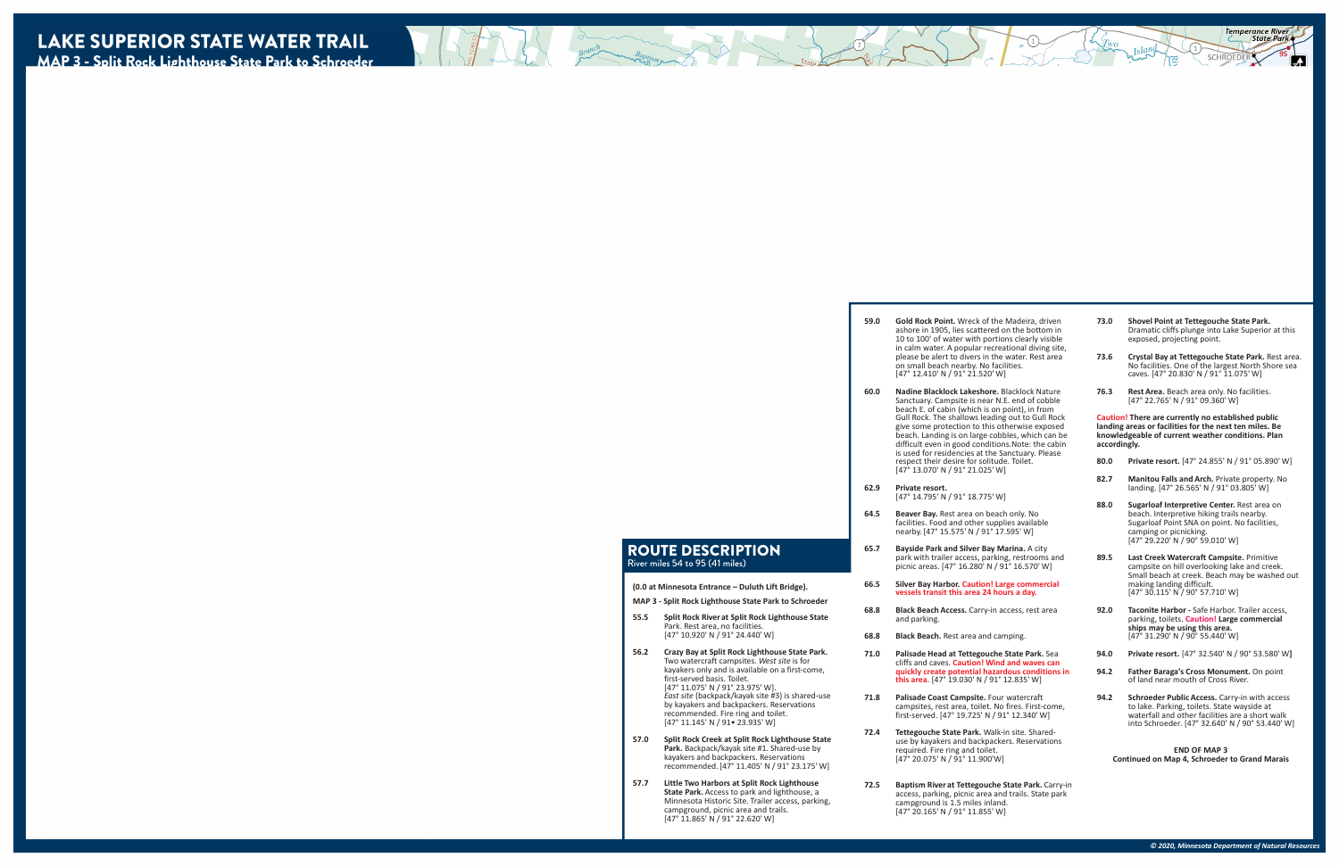# LAKE SUPERIOR STATE WATER TRAIL

## MAP 3 - Split Rock Lighthouse State Park to Schroeder

## ROUTE DESCRIPTION

River miles 54 to 95 (41 miles)

**(0.0 at Minnesota Entrance – Duluth Lift Bridge).**

**MAP 3 - Split Rock Lighthouse State Park to Schroeder**

**55.5** **Split Rock River at Split Rock Lighthouse State** Park. Rest area, no facilities. [47° 10.920' N / 91° 24.440' W]

**56.2** **Crazy Bay at Split Rock Lighthouse State Park.** Two watercraft campsites. *West site* is for kayakers only and is available on a first-come, first-served basis. Toilet. [47° 11.075' N / 91° 23.975' W]. *East site* (backpack/kayak site #3) is shared-use by kayakers and backpackers. Reservations recommended. Fire ring and toilet. [47° 11.145' N / 91• 23.935' W]

**57.0** **Split Rock Creek at Split Rock Lighthouse State Park.** Backpack/kayak site #1. Shared-use by kayakers and backpackers. Reservations recommended. [47° 11.405' N / 91° 23.175' W]

**57.7** **Little Two Harbors at Split Rock Lighthouse State Park.** Access to park and lighthouse, a Minnesota Historic Site. Trailer access, parking, campground, picnic area and trails. [47° 11.865' N / 91° 22.620' W]

**59.0** **Gold Rock Point.** Wreck of the Madeira, driven ashore in 1905, lies scattered on the bottom in 10 to 100' of water with portions clearly visible in calm water. A popular recreational diving site, please be alert to divers in the water. Rest area on small beach nearby. No facilities. [47° 12.410' N / 91° 21.520' W]

**60.0** **Nadine Blacklock Lakeshore.** Blacklock Nature Sanctuary. Campsite is near N.E. end of cobble beach E. of cabin (which is on point), in from Gull Rock. The shallows leading out to Gull Rock give some protection to this otherwise exposed beach. Landing is on large cobbles, which can be difficult even in good conditions.Note: the cabin is used for residencies at the Sanctuary. Please respect their desire for solitude. Toilet. [47° 13.070' N / 91° 21.025' W]

**62.9** **Private resort.** [47° 14.795' N / 91° 18.775' W]

**64.5** **Beaver Bay.** Rest area on beach only. No facilities. Food and other supplies available nearby. [47° 15.575' N / 91° 17.595' W]

**65.7** **Bayside Park and Silver Bay Marina.** A city park with trailer access, parking, restrooms and picnic areas. [47° 16.280' N / 91° 16.570' W]

**66.5** **Silver Bay Harbor. Caution! Large commercial vessels transit this area 24 hours a day.**

**68.8** **Black Beach Access.** Carry-in access, rest area and parking.

**68.8** **Black Beach.** Rest area and camping.

**71.0** **Palisade Head at Tettegouche State Park.** Sea cliffs and caves. **Caution! Wind and waves can quickly create potential hazardous conditions in this area.** [47° 19.030' N / 91° 12.835' W]

**71.8** **Palisade Coast Campsite.** Four watercraft campsites, rest area, toilet. No fires. First-come, first-served. [47° 19.725' N / 91° 12.340' W]

**72.4** **Tettegouche State Park.** Walk-in site. Shared-use by kayakers and backpackers. Reservations required. Fire ring and toilet. [47° 20.075' N / 91° 11.900'W]

**72.5** **Baptism River at Tettegouche State Park.** Carry-in access, parking, picnic area and trails. State park campground is 1.5 miles inland. [47° 20.165' N / 91° 11.855' W]

**73.0** **Shovel Point at Tettegouche State Park.** Dramatic cliffs plunge into Lake Superior at this exposed, projecting point.

**73.6** **Crystal Bay at Tettegouche State Park.** Rest area. No facilities. One of the largest North Shore sea caves. [47° 20.830' N / 91° 11.075' W]

**76.3** **Rest Area.** Beach area only. No facilities. [47° 22.765' N / 91° 09.360' W]

**Caution! There are currently no established public landing areas or facilities for the next ten miles. Be knowledgeable of current weather conditions. Plan accordingly.**

**80.0** **Private resort.** [47° 24.855' N / 91° 05.890' W]

**82.7** **Manitou Falls and Arch.** Private property. No landing. [47° 26.565' N / 91° 03.805' W]

**88.0** **Sugarloaf Interpretive Center.** Rest area on beach. Interpretive hiking trails nearby. Sugarloaf Point SNA on point. No facilities, camping or picnicking. [47° 29.220' N / 90° 59.010' W]

**89.5** **Last Creek Watercraft Campsite.** Primitive campsite on hill overlooking lake and creek. Small beach at creek. Beach may be washed out making landing difficult. [47° 30.115' N / 90° 57.710' W]

**92.0** **Taconite Harbor -** Safe Harbor. Trailer access, parking, toilets. **Caution! Large commercial ships may be using this area.** [47° 31.290' N / 90° 55.440' W]

**94.0** **Private resort.** [47° 32.540' N / 90° 53.580' W]

**94.2** **Father Baraga's Cross Monument.** On point of land near mouth of Cross River.

**94.2** **Schroeder Public Access.** Carry-in with access to lake. Parking, toilets. State wayside at waterfall and other facilities are a short walk into Schroeder. [47° 32.640' N / 90° 53.440' W]

**END OF MAP 3**
**Continued on Map 4, Schroeder to Grand Marais**

*© 2020, Minnesota Department of Natural Resources*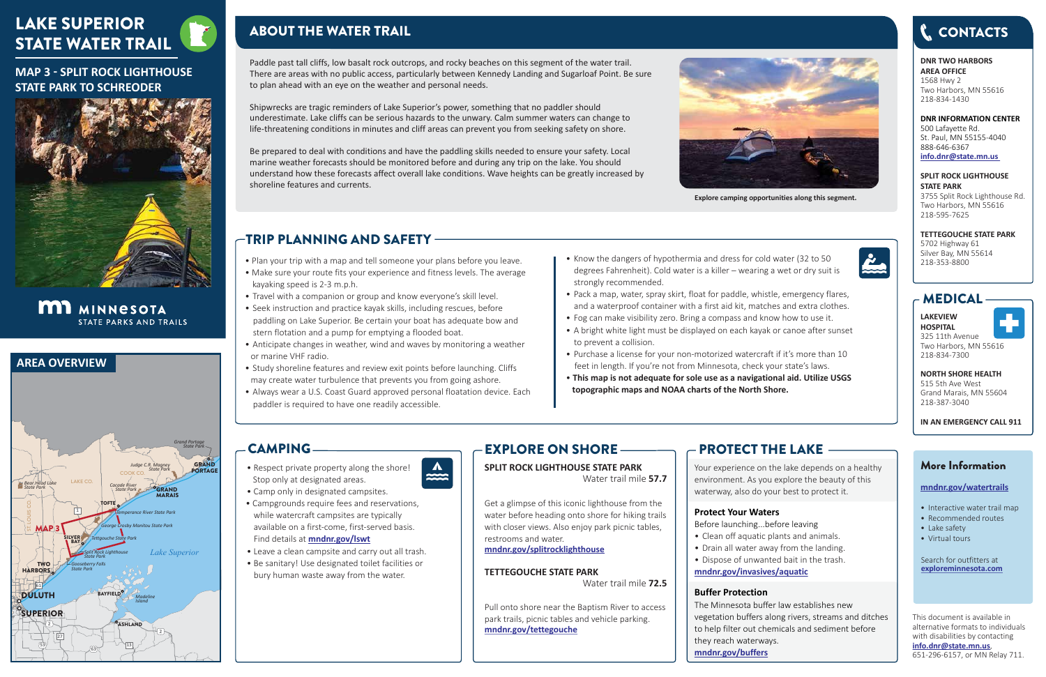# LAKE SUPERIOR STATE WATER TRAIL

## MAP 3 - SPLIT ROCK LIGHTHOUSE STATE PARK TO SCHREODER

MINNESOTA STATE PARKS AND TRAILS

## AREA OVERVIEW

Grand Portage State Park
GRAND PORTAGE
Judge C.R. Magney State Park
COOK CO.
LAKE CO.
Bear Head Lake State Park
Cascade River State Park
GRAND MARAIS
TOFTE
Temperance River State Park
George Crosby Manitou State Park
ST. LOUIS CO.
MAP 3
SILVER BAY
Tettegouche State Park
Split Rock Lighthouse State Park
Lake Superior
TWO HARBORS
Gooseberry Falls State Park
DULUTH
BAYFIELD
Madeline Island
SUPERIOR
ASHLAND

## ABOUT THE WATER TRAIL

Paddle past tall cliffs, low basalt rock outcrops, and rocky beaches on this segment of the water trail. There are areas with no public access, particularly between Kennedy Landing and Sugarloaf Point. Be sure to plan ahead with an eye on the weather and personal needs.

Shipwrecks are tragic reminders of Lake Superior's power, something that no paddler should underestimate. Lake cliffs can be serious hazards to the unwary. Calm summer waters can change to life-threatening conditions in minutes and cliff areas can prevent you from seeking safety on shore.

Be prepared to deal with conditions and have the paddling skills needed to ensure your safety. Local marine weather forecasts should be monitored before and during any trip on the lake. You should understand how these forecasts affect overall lake conditions. Wave heights can be greatly increased by shoreline features and currents.

Explore camping opportunities along this segment.

## TRIP PLANNING AND SAFETY

- Plan your trip with a map and tell someone your plans before you leave.
- Make sure your route fits your experience and fitness levels. The average kayaking speed is 2-3 m.p.h.
- Travel with a companion or group and know everyone's skill level.
- Seek instruction and practice kayak skills, including rescues, before paddling on Lake Superior. Be certain your boat has adequate bow and stern flotation and a pump for emptying a flooded boat.
- Anticipate changes in weather, wind and waves by monitoring a weather or marine VHF radio.
- Study shoreline features and review exit points before launching. Cliffs may create water turbulence that prevents you from going ashore.
- Always wear a U.S. Coast Guard approved personal floatation device. Each paddler is required to have one readily accessible.
- Know the dangers of hypothermia and dress for cold water (32 to 50 degrees Fahrenheit). Cold water is a killer – wearing a wet or dry suit is strongly recommended.
- Pack a map, water, spray skirt, float for paddle, whistle, emergency flares, and a waterproof container with a first aid kit, matches and extra clothes.
- Fog can make visibility zero. Bring a compass and know how to use it.
- A bright white light must be displayed on each kayak or canoe after sunset to prevent a collision.
- Purchase a license for your non-motorized watercraft if it's more than 10 feet in length. If you're not from Minnesota, check your state's laws.
- **This map is not adequate for sole use as a navigational aid. Utilize USGS topographic maps and NOAA charts of the North Shore.**

## CAMPING

- Respect private property along the shore! Stop only at designated areas.
- Camp only in designated campsites.
- Campgrounds require fees and reservations, while watercraft campsites are typically available on a first-come, first-served basis. Find details at **mndnr.gov/lswt**
- Leave a clean campsite and carry out all trash.
- Be sanitary! Use designated toilet facilities or bury human waste away from the water.

## EXPLORE ON SHORE

**SPLIT ROCK LIGHTHOUSE STATE PARK**
Water trail mile **57.7**

Get a glimpse of this iconic lighthouse from the water before heading onto shore for hiking trails with closer views. Also enjoy park picnic tables, restrooms and water.
**mndnr.gov/splitrocklighthouse**

**TETTEGOUCHE STATE PARK**
Water trail mile **72.5**

Pull onto shore near the Baptism River to access park trails, picnic tables and vehicle parking.
**mndnr.gov/tettegouche**

## PROTECT THE LAKE

Your experience on the lake depends on a healthy environment. As you explore the beauty of this waterway, also do your best to protect it.

**Protect Your Waters**

Before launching...before leaving

- Clean off aquatic plants and animals.
- Drain all water away from the landing.
- Dispose of unwanted bait in the trash.

**mndnr.gov/invasives/aquatic**

**Buffer Protection**

The Minnesota buffer law establishes new vegetation buffers along rivers, streams and ditches to help filter out chemicals and sediment before they reach waterways.
**mndnr.gov/buffers**

## CONTACTS

**DNR TWO HARBORS AREA OFFICE**
1568 Hwy 2
Two Harbors, MN 55616
218-834-1430

**DNR INFORMATION CENTER**
500 Lafayette Rd.
St. Paul, MN 55155-4040
888-646-6367
**info.dnr@state.mn.us**

**SPLIT ROCK LIGHTHOUSE STATE PARK**
3755 Split Rock Lighthouse Rd.
Two Harbors, MN 55616
218-595-7625

**TETTEGOUCHE STATE PARK**
5702 Highway 61
Silver Bay, MN 55614
218-353-8800

## MEDICAL

**LAKEVIEW HOSPITAL**
325 11th Avenue
Two Harbors, MN 55616
218-834-7300

**NORTH SHORE HEALTH**
515 5th Ave West
Grand Marais, MN 55604
218-387-3040

**IN AN EMERGENCY CALL 911**

## More Information

**mndnr.gov/watertrails**

- Interactive water trail map
- Recommended routes
- Lake safety
- Virtual tours

Search for outfitters at **exploreminnesota.com**

This document is available in alternative formats to individuals with disabilities by contacting **info.dnr@state.mn.us**, 651-296-6157, or MN Relay 711.